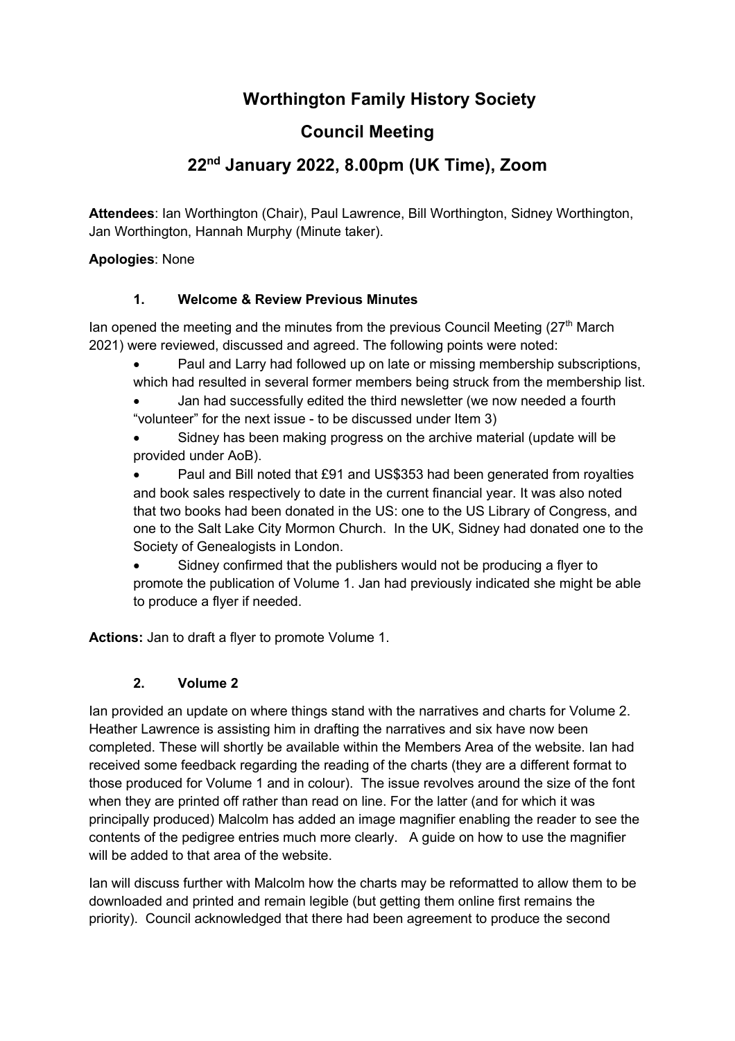# Worthington Family History Society

## Council Meeting

## 22nd January 2022, 8.00pm (UK Time), Zoom

**Attendees**: Ian Worthington (Chair), Paul Lawrence, Bill Worthington, Sidney Worthington, Jan Worthington, Hannah Murphy (Minute taker).

**Apologies**: None

### 1. Welcome & Review Previous Minutes

Ian opened the meeting and the minutes from the previous Council Meeting (27th March 2021) were reviewed, discussed and agreed. The following points were noted:

- Paul and Larry had followed up on late or missing membership subscriptions, which had resulted in several former members being struck from the membership list.
- Jan had successfully edited the third newsletter (we now needed a fourth "volunteer" for the next issue - to be discussed under Item 3)
- Sidney has been making progress on the archive material (update will be provided under AoB).
- Paul and Bill noted that £91 and US$353 had been generated from royalties and book sales respectively to date in the current financial year. It was also noted that two books had been donated in the US: one to the US Library of Congress, and one to the Salt Lake City Mormon Church. In the UK, Sidney had donated one to the Society of Genealogists in London.
- Sidney confirmed that the publishers would not be producing a flyer to promote the publication of Volume 1. Jan had previously indicated she might be able to produce a flyer if needed.

**Actions:** Jan to draft a flyer to promote Volume 1.

### 2. Volume 2

Ian provided an update on where things stand with the narratives and charts for Volume 2. Heather Lawrence is assisting him in drafting the narratives and six have now been completed. These will shortly be available within the Members Area of the website. Ian had received some feedback regarding the reading of the charts (they are a different format to those produced for Volume 1 and in colour). The issue revolves around the size of the font when they are printed off rather than read on line. For the latter (and for which it was principally produced) Malcolm has added an image magnifier enabling the reader to see the contents of the pedigree entries much more clearly. A guide on how to use the magnifier will be added to that area of the website.

Ian will discuss further with Malcolm how the charts may be reformatted to allow them to be downloaded and printed and remain legible (but getting them online first remains the priority). Council acknowledged that there had been agreement to produce the second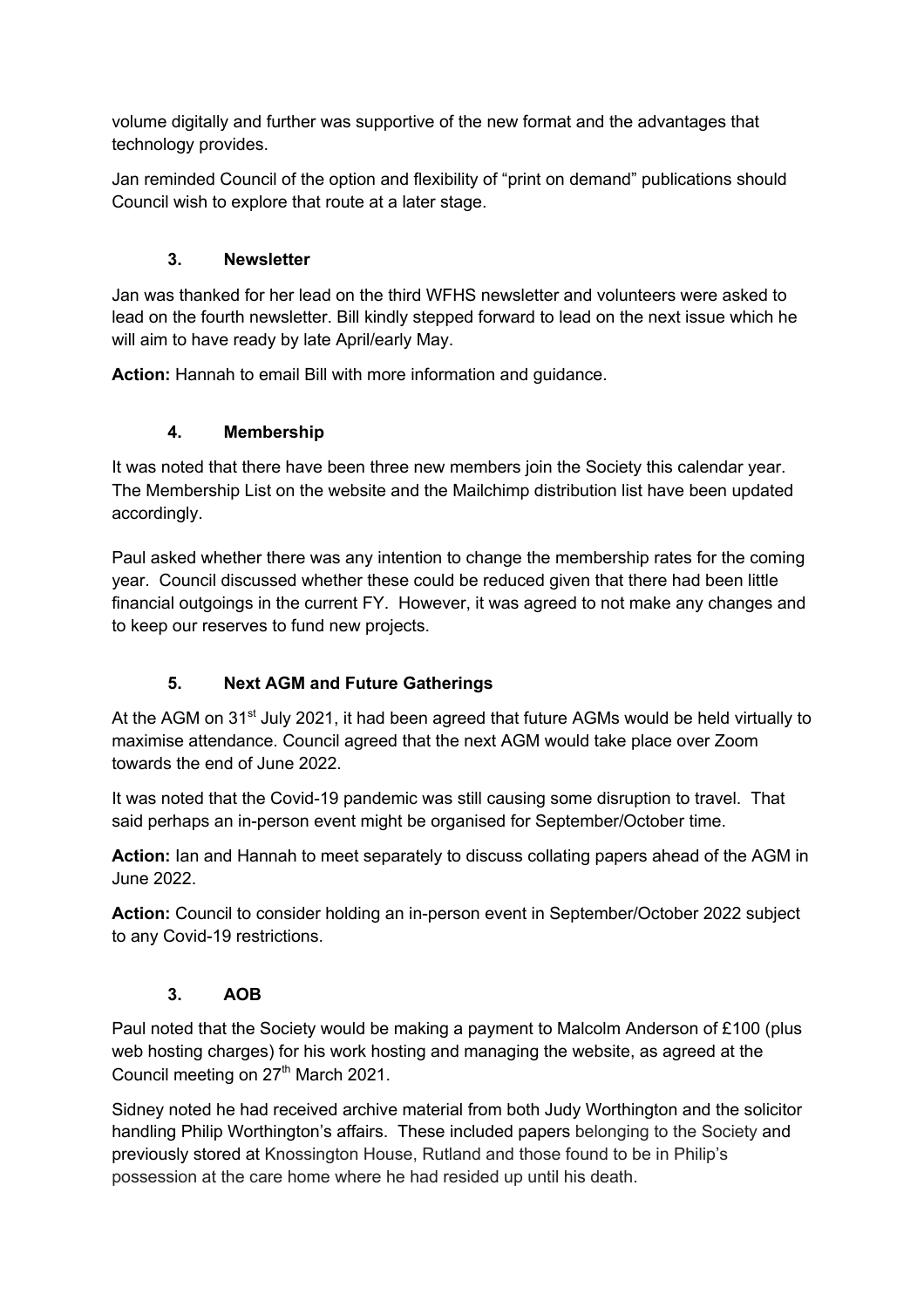volume digitally and further was supportive of the new format and the advantages that technology provides.

Jan reminded Council of the option and flexibility of "print on demand" publications should Council wish to explore that route at a later stage.

### 3. Newsletter

Jan was thanked for her lead on the third WFHS newsletter and volunteers were asked to lead on the fourth newsletter. Bill kindly stepped forward to lead on the next issue which he will aim to have ready by late April/early May.

**Action:** Hannah to email Bill with more information and guidance.

### 4. Membership

It was noted that there have been three new members join the Society this calendar year. The Membership List on the website and the Mailchimp distribution list have been updated accordingly.

Paul asked whether there was any intention to change the membership rates for the coming year. Council discussed whether these could be reduced given that there had been little financial outgoings in the current FY. However, it was agreed to not make any changes and to keep our reserves to fund new projects.

### 5. Next AGM and Future Gatherings

At the AGM on 31st July 2021, it had been agreed that future AGMs would be held virtually to maximise attendance. Council agreed that the next AGM would take place over Zoom towards the end of June 2022.

It was noted that the Covid-19 pandemic was still causing some disruption to travel. That said perhaps an in-person event might be organised for September/October time.

**Action:** Ian and Hannah to meet separately to discuss collating papers ahead of the AGM in June 2022.

**Action:** Council to consider holding an in-person event in September/October 2022 subject to any Covid-19 restrictions.

### 3. AOB

Paul noted that the Society would be making a payment to Malcolm Anderson of £100 (plus web hosting charges) for his work hosting and managing the website, as agreed at the Council meeting on 27th March 2021.

Sidney noted he had received archive material from both Judy Worthington and the solicitor handling Philip Worthington's affairs. These included papers belonging to the Society and previously stored at Knossington House, Rutland and those found to be in Philip's possession at the care home where he had resided up until his death.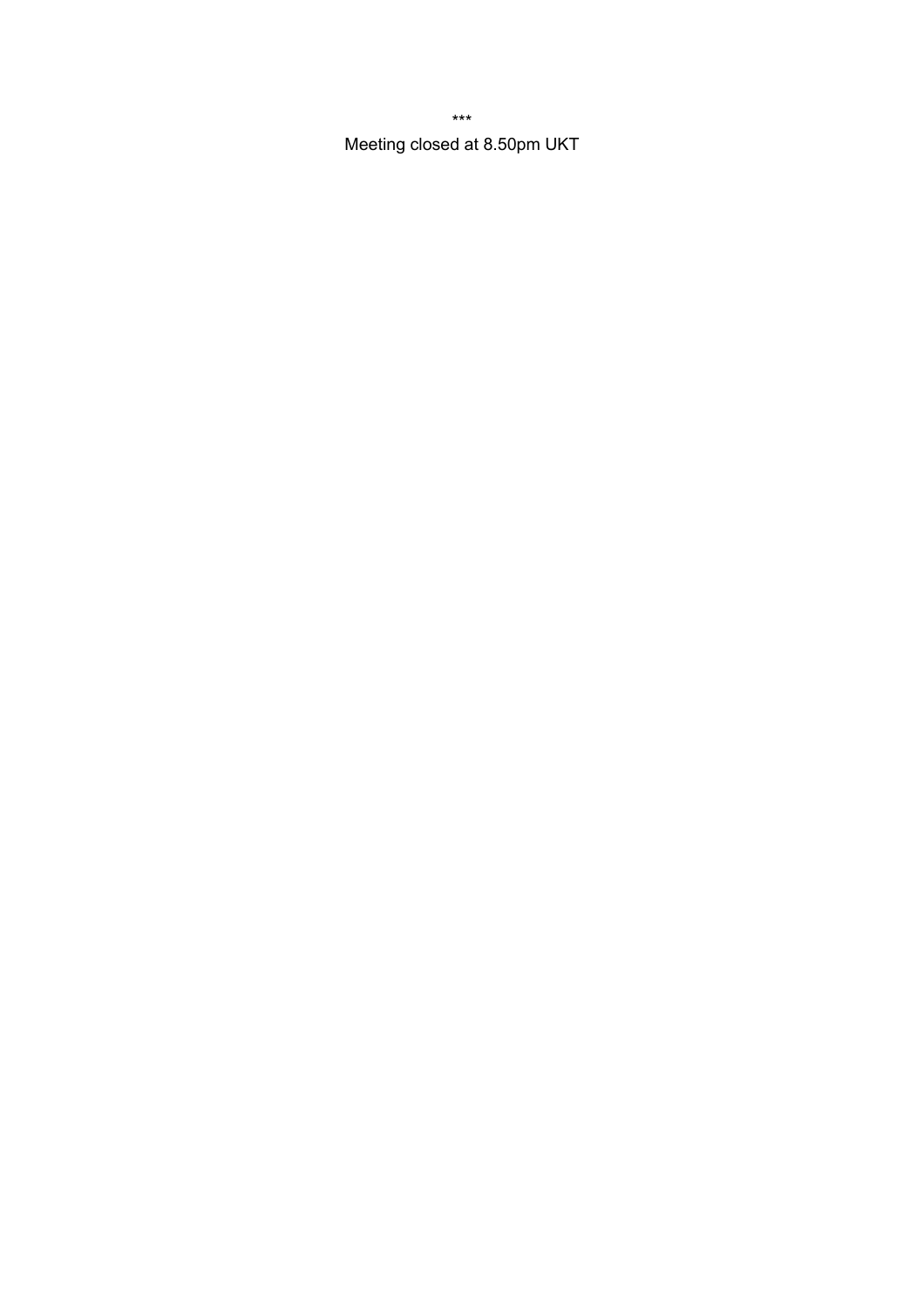***

Meeting closed at 8.50pm UKT